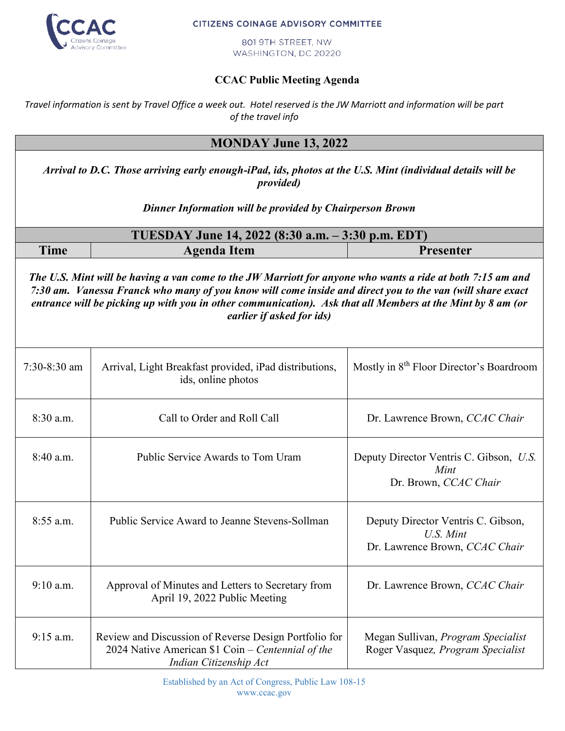CCAC Citizens Coinage Advisory Committee

CITIZENS COINAGE ADVISORY COMMITTEE

801 9TH STREET, NW
WASHINGTON, DC 20220

**CCAC Public Meeting Agenda**

*Travel information is sent by Travel Office a week out. Hotel reserved is the JW Marriott and information will be part of the travel info*

| **MONDAY June 13, 2022** | | |
|---|---|---|
| ***Arrival to D.C. Those arriving early enough-iPad, ids, photos at the U.S. Mint (individual details will be provided)*** <br><br> ***Dinner Information will be provided by Chairperson Brown*** | | |
| **TUESDAY June 14, 2022 (8:30 a.m. – 3:30 p.m. EDT)** | | |
| **Time** | **Agenda Item** | **Presenter** |
| ***The U.S. Mint will be having a van come to the JW Marriott for anyone who wants a ride at both 7:15 am and 7:30 am. Vanessa Franck who many of you know will come inside and direct you to the van (will share exact entrance will be picking up with you in other communication). Ask that all Members at the Mint by 8 am (or earlier if asked for ids)*** | | |
| 7:30-8:30 am | Arrival, Light Breakfast provided, iPad distributions, ids, online photos | Mostly in 8th Floor Director's Boardroom |
| 8:30 a.m. | Call to Order and Roll Call | Dr. Lawrence Brown, *CCAC Chair* |
| 8:40 a.m. | Public Service Awards to Tom Uram | Deputy Director Ventris C. Gibson, *U.S. Mint*<br>Dr. Brown, *CCAC Chair* |
| 8:55 a.m. | Public Service Award to Jeanne Stevens-Sollman | Deputy Director Ventris C. Gibson, *U.S. Mint*<br>Dr. Lawrence Brown, *CCAC Chair* |
| 9:10 a.m. | Approval of Minutes and Letters to Secretary from April 19, 2022 Public Meeting | Dr. Lawrence Brown, *CCAC Chair* |
| 9:15 a.m. | Review and Discussion of Reverse Design Portfolio for 2024 Native American $1 Coin – *Centennial of the Indian Citizenship Act* | Megan Sullivan, *Program Specialist*<br>Roger Vasquez*, Program Specialist* |

Established by an Act of Congress, Public Law 108-15
www.ccac.gov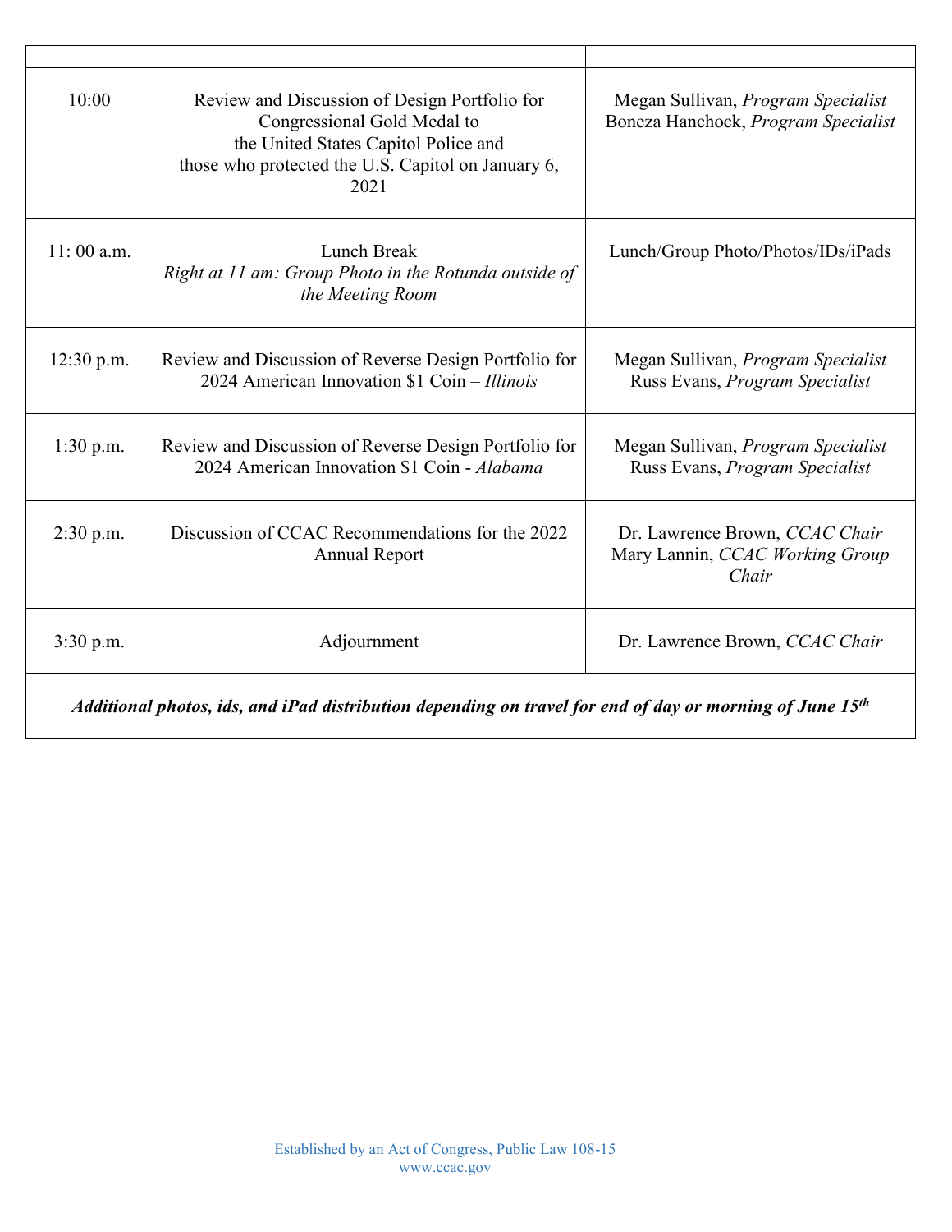| | | |
|---|---|---|
| 10:00 | Review and Discussion of Design Portfolio for Congressional Gold Medal to the United States Capitol Police and those who protected the U.S. Capitol on January 6, 2021 | Megan Sullivan, *Program Specialist* Boneza Hanchock, *Program Specialist* |
| 11: 00 a.m. | Lunch Break *Right at 11 am: Group Photo in the Rotunda outside of the Meeting Room* | Lunch/Group Photo/Photos/IDs/iPads |
| 12:30 p.m. | Review and Discussion of Reverse Design Portfolio for 2024 American Innovation $1 Coin – *Illinois* | Megan Sullivan, *Program Specialist* Russ Evans, *Program Specialist* |
| 1:30 p.m. | Review and Discussion of Reverse Design Portfolio for 2024 American Innovation $1 Coin - *Alabama* | Megan Sullivan, *Program Specialist* Russ Evans, *Program Specialist* |
| 2:30 p.m. | Discussion of CCAC Recommendations for the 2022 Annual Report | Dr. Lawrence Brown, *CCAC Chair* Mary Lannin, *CCAC Working Group Chair* |
| 3:30 p.m. | Adjournment | Dr. Lawrence Brown, *CCAC Chair* |
| ***Additional photos, ids, and iPad distribution depending on travel for end of day or morning of June 15th*** | | |

Established by an Act of Congress, Public Law 108-15
www.ccac.gov